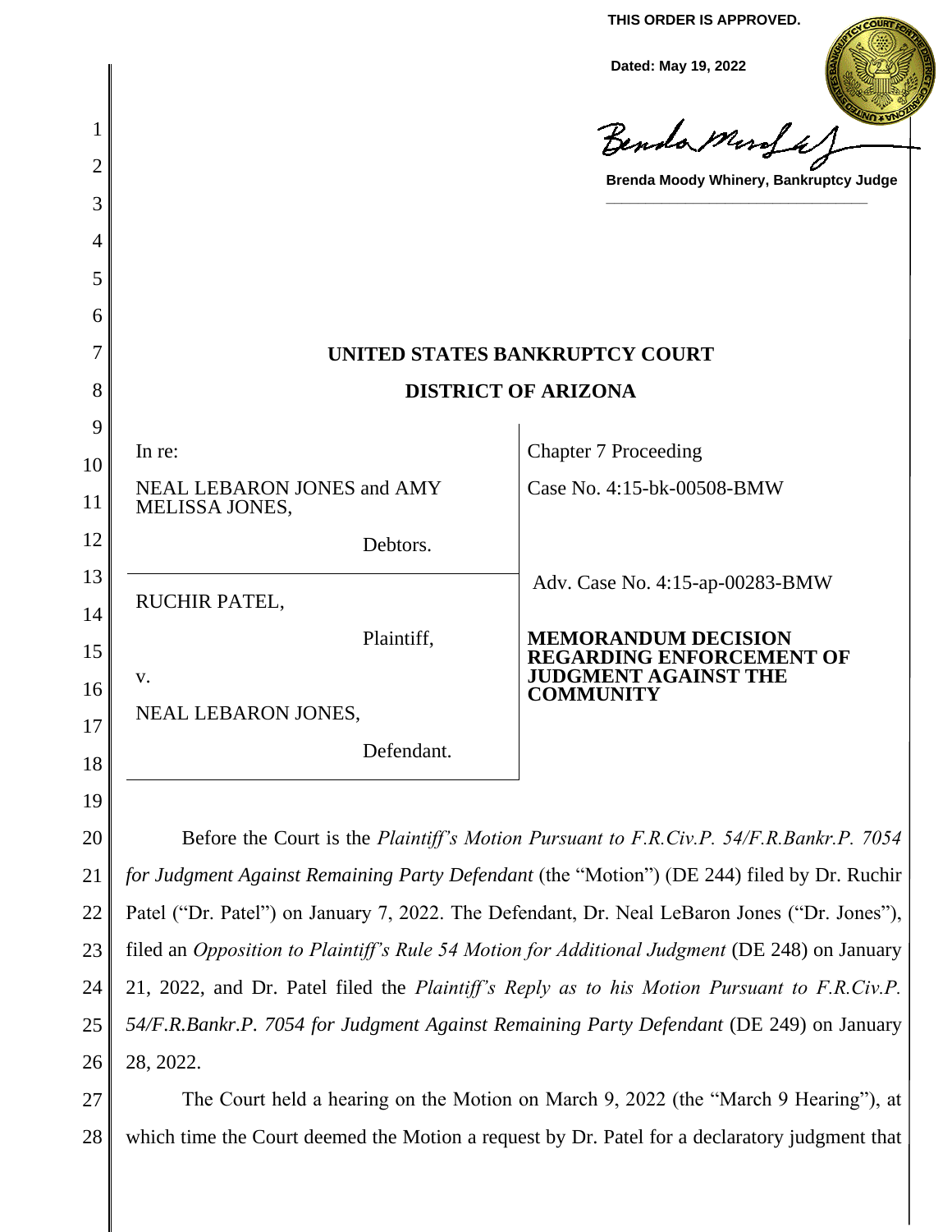THIS ORDER IS APPROVED.

Dated: May 19, 2022

Brenda Moody Whinery, Bankruptcy Judge

# UNITED STATES BANKRUPTCY COURT

## DISTRICT OF ARIZONA

| | |
|---|---|
| In re:<br><br>NEAL LEBARON JONES and AMY MELISSA JONES,<br><br>Debtors. | Chapter 7 Proceeding<br><br>Case No. 4:15-bk-00508-BMW |
| RUCHIR PATEL,<br><br>Plaintiff,<br><br>v.<br><br>NEAL LEBARON JONES,<br><br>Defendant. | Adv. Case No. 4:15-ap-00283-BMW<br><br>**MEMORANDUM DECISION REGARDING ENFORCEMENT OF JUDGMENT AGAINST THE COMMUNITY** |

Before the Court is the *Plaintiff's Motion Pursuant to F.R.Civ.P. 54/F.R.Bankr.P. 7054 for Judgment Against Remaining Party Defendant* (the "Motion") (DE 244) filed by Dr. Ruchir Patel ("Dr. Patel") on January 7, 2022. The Defendant, Dr. Neal LeBaron Jones ("Dr. Jones"), filed an *Opposition to Plaintiff's Rule 54 Motion for Additional Judgment* (DE 248) on January 21, 2022, and Dr. Patel filed the *Plaintiff's Reply as to his Motion Pursuant to F.R.Civ.P. 54/F.R.Bankr.P. 7054 for Judgment Against Remaining Party Defendant* (DE 249) on January 28, 2022.

The Court held a hearing on the Motion on March 9, 2022 (the "March 9 Hearing"), at which time the Court deemed the Motion a request by Dr. Patel for a declaratory judgment that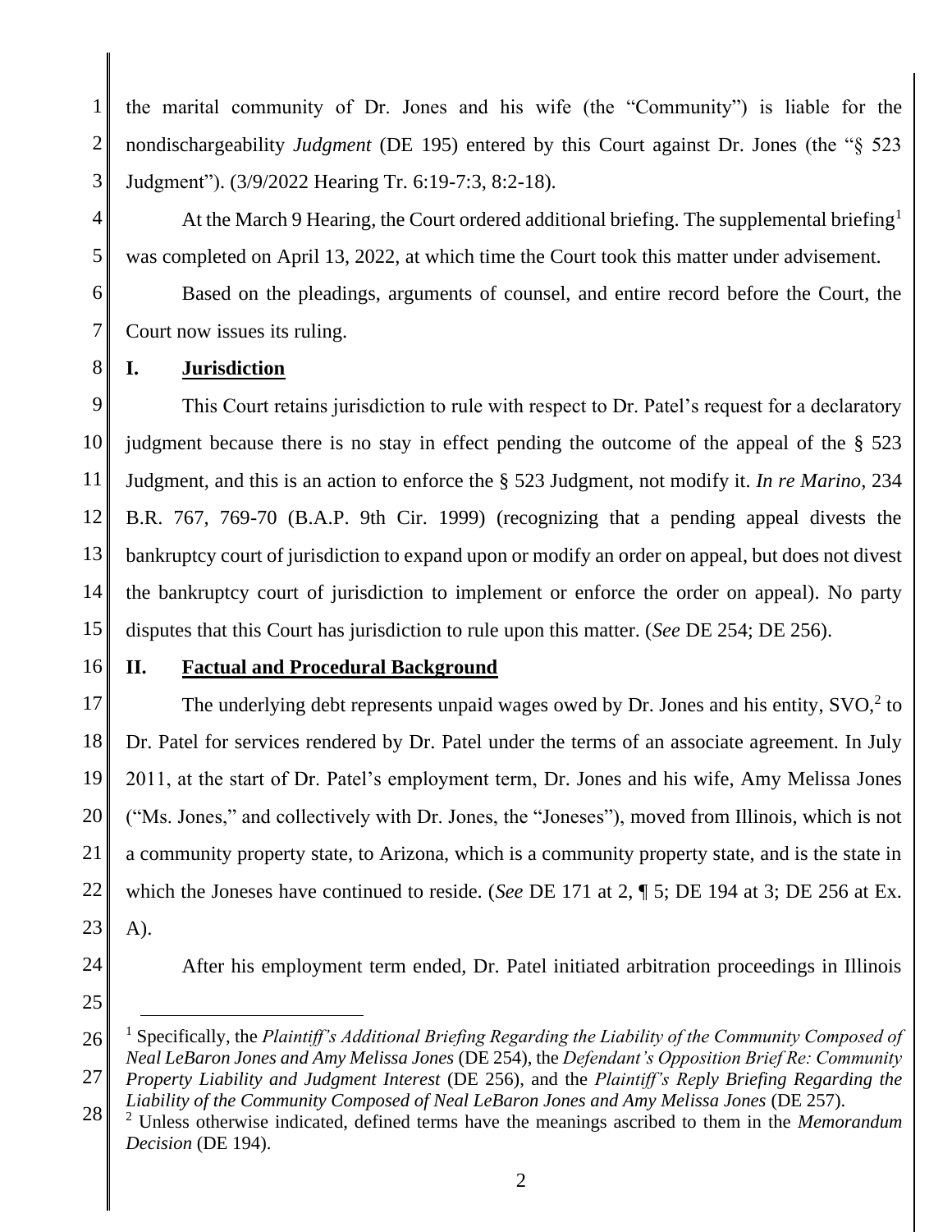the marital community of Dr. Jones and his wife (the "Community") is liable for the nondischargeability *Judgment* (DE 195) entered by this Court against Dr. Jones (the "§ 523 Judgment"). (3/9/2022 Hearing Tr. 6:19-7:3, 8:2-18).

At the March 9 Hearing, the Court ordered additional briefing. The supplemental briefing[1] was completed on April 13, 2022, at which time the Court took this matter under advisement.

Based on the pleadings, arguments of counsel, and entire record before the Court, the Court now issues its ruling.

## I. Jurisdiction

This Court retains jurisdiction to rule with respect to Dr. Patel's request for a declaratory judgment because there is no stay in effect pending the outcome of the appeal of the § 523 Judgment, and this is an action to enforce the § 523 Judgment, not modify it. *In re Marino*, 234 B.R. 767, 769-70 (B.A.P. 9th Cir. 1999) (recognizing that a pending appeal divests the bankruptcy court of jurisdiction to expand upon or modify an order on appeal, but does not divest the bankruptcy court of jurisdiction to implement or enforce the order on appeal). No party disputes that this Court has jurisdiction to rule upon this matter. (*See* DE 254; DE 256).

## II. Factual and Procedural Background

The underlying debt represents unpaid wages owed by Dr. Jones and his entity, SVO,[2] to Dr. Patel for services rendered by Dr. Patel under the terms of an associate agreement. In July 2011, at the start of Dr. Patel's employment term, Dr. Jones and his wife, Amy Melissa Jones ("Ms. Jones," and collectively with Dr. Jones, the "Joneses"), moved from Illinois, which is not a community property state, to Arizona, which is a community property state, and is the state in which the Joneses have continued to reside. (*See* DE 171 at 2, ¶ 5; DE 194 at 3; DE 256 at Ex. A).

After his employment term ended, Dr. Patel initiated arbitration proceedings in Illinois

---

[1] Specifically, the *Plaintiff's Additional Briefing Regarding the Liability of the Community Composed of Neal LeBaron Jones and Amy Melissa Jones* (DE 254), the *Defendant's Opposition Brief Re: Community Property Liability and Judgment Interest* (DE 256), and the *Plaintiff's Reply Briefing Regarding the Liability of the Community Composed of Neal LeBaron Jones and Amy Melissa Jones* (DE 257).

[2] Unless otherwise indicated, defined terms have the meanings ascribed to them in the *Memorandum Decision* (DE 194).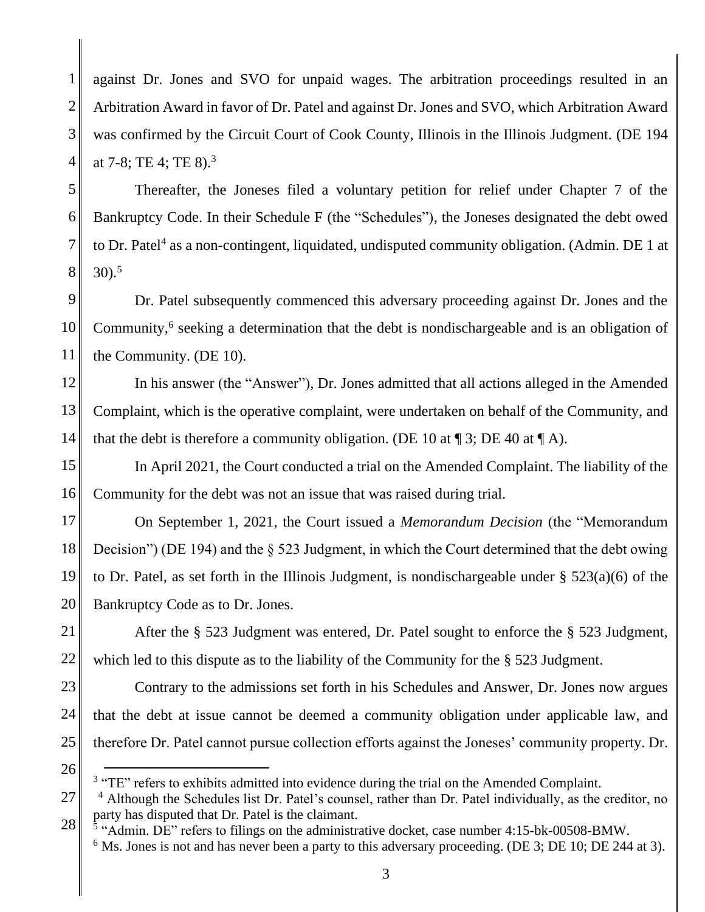against Dr. Jones and SVO for unpaid wages. The arbitration proceedings resulted in an Arbitration Award in favor of Dr. Patel and against Dr. Jones and SVO, which Arbitration Award was confirmed by the Circuit Court of Cook County, Illinois in the Illinois Judgment. (DE 194 at 7-8; TE 4; TE 8).[3]

Thereafter, the Joneses filed a voluntary petition for relief under Chapter 7 of the Bankruptcy Code. In their Schedule F (the "Schedules"), the Joneses designated the debt owed to Dr. Patel[4] as a non-contingent, liquidated, undisputed community obligation. (Admin. DE 1 at 30).[5]

Dr. Patel subsequently commenced this adversary proceeding against Dr. Jones and the Community,[6] seeking a determination that the debt is nondischargeable and is an obligation of the Community. (DE 10).

In his answer (the "Answer"), Dr. Jones admitted that all actions alleged in the Amended Complaint, which is the operative complaint, were undertaken on behalf of the Community, and that the debt is therefore a community obligation. (DE 10 at ¶ 3; DE 40 at ¶ A).

In April 2021, the Court conducted a trial on the Amended Complaint. The liability of the Community for the debt was not an issue that was raised during trial.

On September 1, 2021, the Court issued a *Memorandum Decision* (the "Memorandum Decision") (DE 194) and the § 523 Judgment, in which the Court determined that the debt owing to Dr. Patel, as set forth in the Illinois Judgment, is nondischargeable under § 523(a)(6) of the Bankruptcy Code as to Dr. Jones.

After the § 523 Judgment was entered, Dr. Patel sought to enforce the § 523 Judgment, which led to this dispute as to the liability of the Community for the § 523 Judgment.

Contrary to the admissions set forth in his Schedules and Answer, Dr. Jones now argues that the debt at issue cannot be deemed a community obligation under applicable law, and therefore Dr. Patel cannot pursue collection efforts against the Joneses' community property. Dr.

---

[3] "TE" refers to exhibits admitted into evidence during the trial on the Amended Complaint.

[4] Although the Schedules list Dr. Patel's counsel, rather than Dr. Patel individually, as the creditor, no party has disputed that Dr. Patel is the claimant.

[5] "Admin. DE" refers to filings on the administrative docket, case number 4:15-bk-00508-BMW.

[6] Ms. Jones is not and has never been a party to this adversary proceeding. (DE 3; DE 10; DE 244 at 3).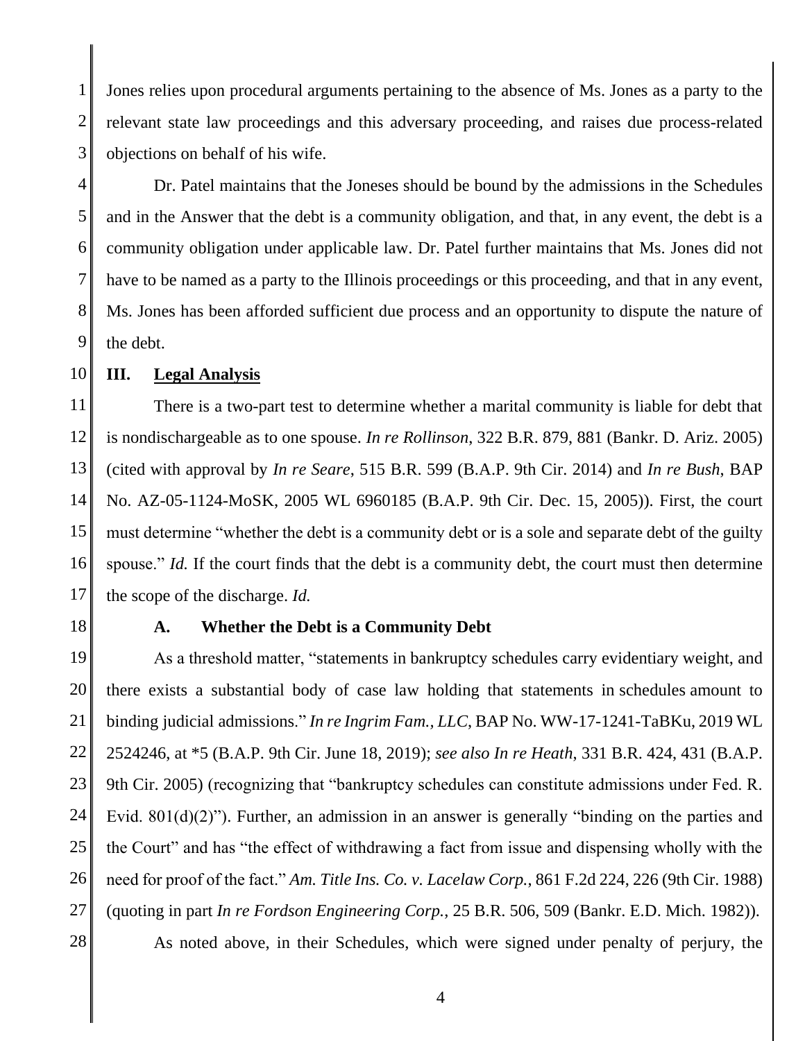Jones relies upon procedural arguments pertaining to the absence of Ms. Jones as a party to the relevant state law proceedings and this adversary proceeding, and raises due process-related objections on behalf of his wife.

Dr. Patel maintains that the Joneses should be bound by the admissions in the Schedules and in the Answer that the debt is a community obligation, and that, in any event, the debt is a community obligation under applicable law. Dr. Patel further maintains that Ms. Jones did not have to be named as a party to the Illinois proceedings or this proceeding, and that in any event, Ms. Jones has been afforded sufficient due process and an opportunity to dispute the nature of the debt.

## III. Legal Analysis

There is a two-part test to determine whether a marital community is liable for debt that is nondischargeable as to one spouse. *In re Rollinson*, 322 B.R. 879, 881 (Bankr. D. Ariz. 2005) (cited with approval by *In re Seare*, 515 B.R. 599 (B.A.P. 9th Cir. 2014) and *In re Bush*, BAP No. AZ-05-1124-MoSK, 2005 WL 6960185 (B.A.P. 9th Cir. Dec. 15, 2005)). First, the court must determine "whether the debt is a community debt or is a sole and separate debt of the guilty spouse." *Id.* If the court finds that the debt is a community debt, the court must then determine the scope of the discharge. *Id.*

### A. Whether the Debt is a Community Debt

As a threshold matter, "statements in bankruptcy schedules carry evidentiary weight, and there exists a substantial body of case law holding that statements in schedules amount to binding judicial admissions." *In re Ingrim Fam., LLC*, BAP No. WW-17-1241-TaBKu, 2019 WL 2524246, at *5 (B.A.P. 9th Cir. June 18, 2019); *see also In re Heath*, 331 B.R. 424, 431 (B.A.P. 9th Cir. 2005) (recognizing that "bankruptcy schedules can constitute admissions under Fed. R. Evid. 801(d)(2)"). Further, an admission in an answer is generally "binding on the parties and the Court" and has "the effect of withdrawing a fact from issue and dispensing wholly with the need for proof of the fact." *Am. Title Ins. Co. v. Lacelaw Corp.*, 861 F.2d 224, 226 (9th Cir. 1988) (quoting in part *In re Fordson Engineering Corp.*, 25 B.R. 506, 509 (Bankr. E.D. Mich. 1982)).

As noted above, in their Schedules, which were signed under penalty of perjury, the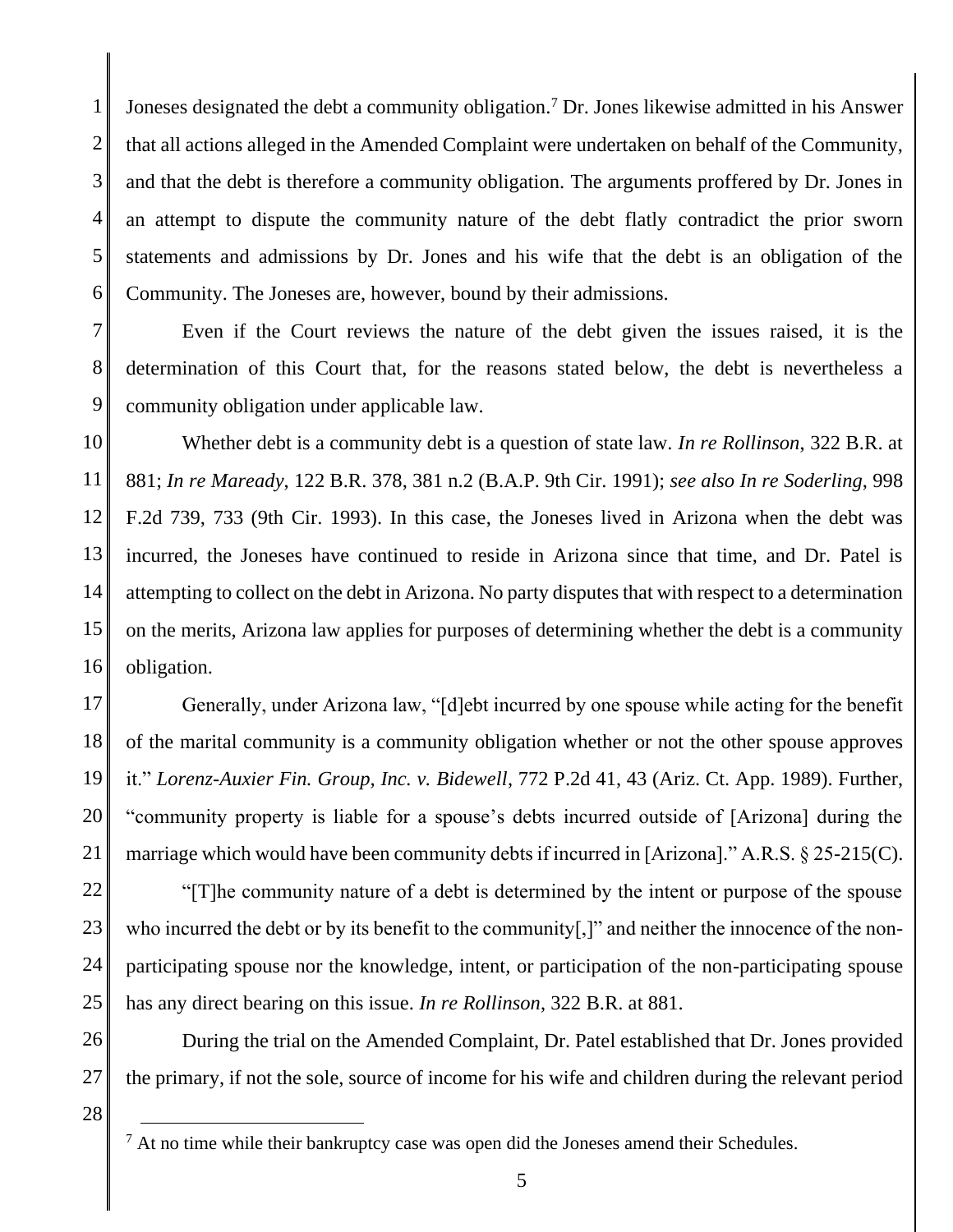Joneses designated the debt a community obligation.[7] Dr. Jones likewise admitted in his Answer that all actions alleged in the Amended Complaint were undertaken on behalf of the Community, and that the debt is therefore a community obligation. The arguments proffered by Dr. Jones in an attempt to dispute the community nature of the debt flatly contradict the prior sworn statements and admissions by Dr. Jones and his wife that the debt is an obligation of the Community. The Joneses are, however, bound by their admissions.

Even if the Court reviews the nature of the debt given the issues raised, it is the determination of this Court that, for the reasons stated below, the debt is nevertheless a community obligation under applicable law.

Whether debt is a community debt is a question of state law. *In re Rollinson*, 322 B.R. at 881; *In re Maready*, 122 B.R. 378, 381 n.2 (B.A.P. 9th Cir. 1991); *see also In re Soderling*, 998 F.2d 739, 733 (9th Cir. 1993). In this case, the Joneses lived in Arizona when the debt was incurred, the Joneses have continued to reside in Arizona since that time, and Dr. Patel is attempting to collect on the debt in Arizona. No party disputes that with respect to a determination on the merits, Arizona law applies for purposes of determining whether the debt is a community obligation.

Generally, under Arizona law, "[d]ebt incurred by one spouse while acting for the benefit of the marital community is a community obligation whether or not the other spouse approves it." *Lorenz-Auxier Fin. Group, Inc. v. Bidewell*, 772 P.2d 41, 43 (Ariz. Ct. App. 1989). Further, "community property is liable for a spouse's debts incurred outside of [Arizona] during the marriage which would have been community debts if incurred in [Arizona]." A.R.S. § 25-215(C).

"[T]he community nature of a debt is determined by the intent or purpose of the spouse who incurred the debt or by its benefit to the community[,]" and neither the innocence of the non-participating spouse nor the knowledge, intent, or participation of the non-participating spouse has any direct bearing on this issue. *In re Rollinson*, 322 B.R. at 881.

During the trial on the Amended Complaint, Dr. Patel established that Dr. Jones provided the primary, if not the sole, source of income for his wife and children during the relevant period

[7] At no time while their bankruptcy case was open did the Joneses amend their Schedules.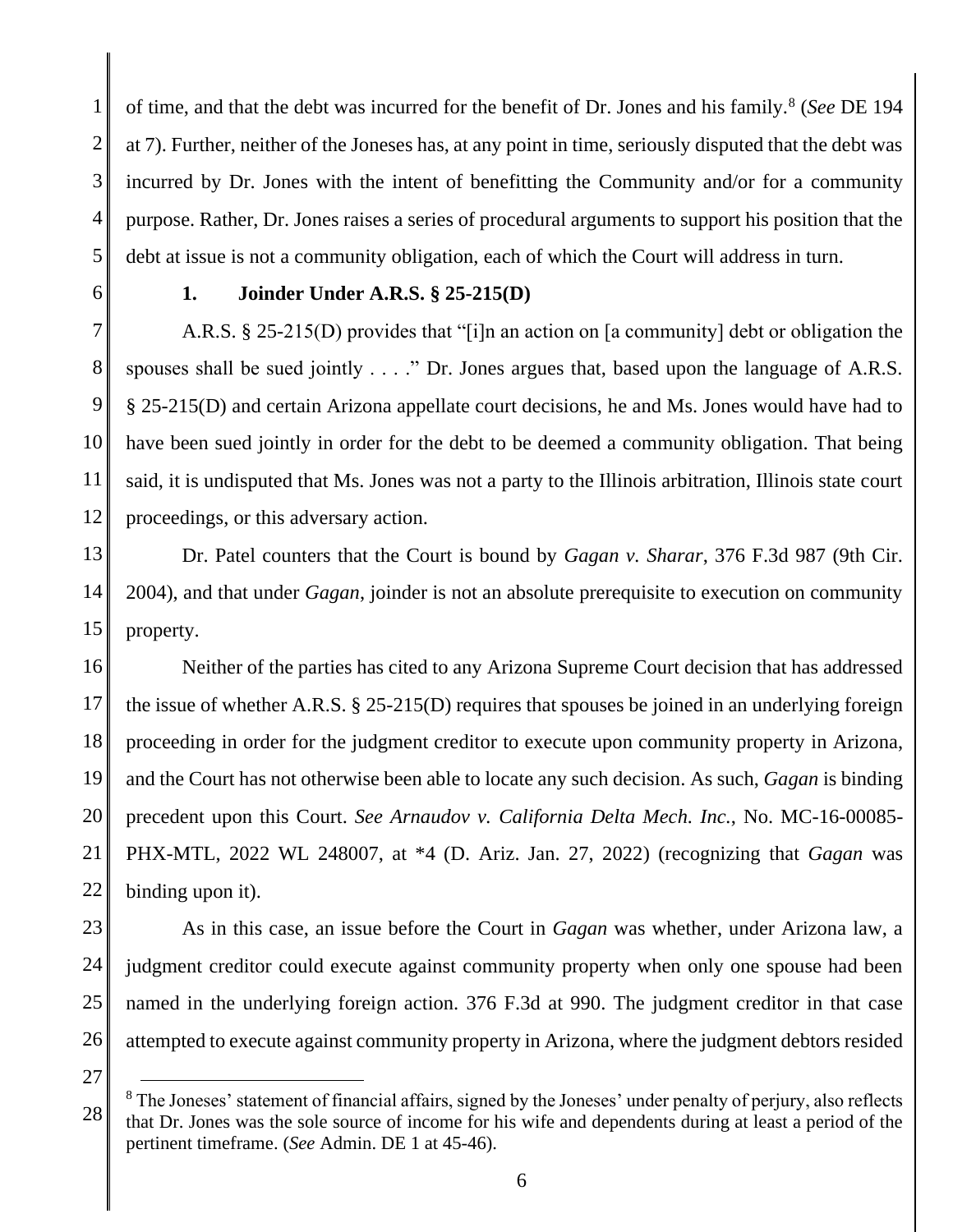of time, and that the debt was incurred for the benefit of Dr. Jones and his family.[8] (*See* DE 194 at 7). Further, neither of the Joneses has, at any point in time, seriously disputed that the debt was incurred by Dr. Jones with the intent of benefitting the Community and/or for a community purpose. Rather, Dr. Jones raises a series of procedural arguments to support his position that the debt at issue is not a community obligation, each of which the Court will address in turn.

**1. Joinder Under A.R.S. § 25-215(D)**

A.R.S. § 25-215(D) provides that "[i]n an action on [a community] debt or obligation the spouses shall be sued jointly . . . ." Dr. Jones argues that, based upon the language of A.R.S. § 25-215(D) and certain Arizona appellate court decisions, he and Ms. Jones would have had to have been sued jointly in order for the debt to be deemed a community obligation. That being said, it is undisputed that Ms. Jones was not a party to the Illinois arbitration, Illinois state court proceedings, or this adversary action.

Dr. Patel counters that the Court is bound by *Gagan v. Sharar*, 376 F.3d 987 (9th Cir. 2004), and that under *Gagan*, joinder is not an absolute prerequisite to execution on community property.

Neither of the parties has cited to any Arizona Supreme Court decision that has addressed the issue of whether A.R.S. § 25-215(D) requires that spouses be joined in an underlying foreign proceeding in order for the judgment creditor to execute upon community property in Arizona, and the Court has not otherwise been able to locate any such decision. As such, *Gagan* is binding precedent upon this Court. *See Arnaudov v. California Delta Mech. Inc.*, No. MC-16-00085-PHX-MTL, 2022 WL 248007, at *4 (D. Ariz. Jan. 27, 2022) (recognizing that *Gagan* was binding upon it).

As in this case, an issue before the Court in *Gagan* was whether, under Arizona law, a judgment creditor could execute against community property when only one spouse had been named in the underlying foreign action. 376 F.3d at 990. The judgment creditor in that case attempted to execute against community property in Arizona, where the judgment debtors resided

[8] The Joneses' statement of financial affairs, signed by the Joneses' under penalty of perjury, also reflects that Dr. Jones was the sole source of income for his wife and dependents during at least a period of the pertinent timeframe. (*See* Admin. DE 1 at 45-46).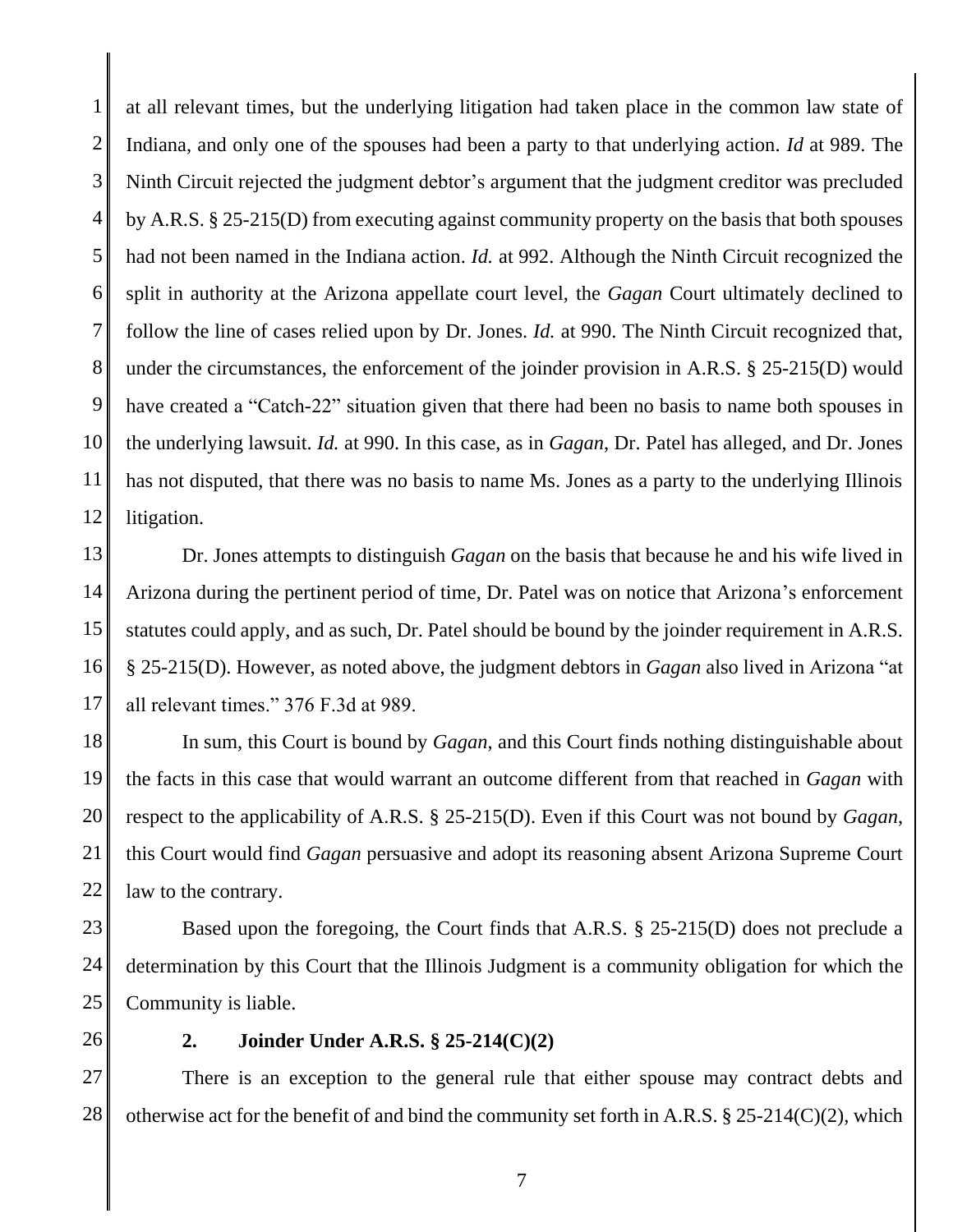at all relevant times, but the underlying litigation had taken place in the common law state of Indiana, and only one of the spouses had been a party to that underlying action. *Id* at 989. The Ninth Circuit rejected the judgment debtor's argument that the judgment creditor was precluded by A.R.S. § 25-215(D) from executing against community property on the basis that both spouses had not been named in the Indiana action. *Id.* at 992. Although the Ninth Circuit recognized the split in authority at the Arizona appellate court level, the *Gagan* Court ultimately declined to follow the line of cases relied upon by Dr. Jones. *Id.* at 990. The Ninth Circuit recognized that, under the circumstances, the enforcement of the joinder provision in A.R.S. § 25-215(D) would have created a "Catch-22" situation given that there had been no basis to name both spouses in the underlying lawsuit. *Id.* at 990. In this case, as in *Gagan*, Dr. Patel has alleged, and Dr. Jones has not disputed, that there was no basis to name Ms. Jones as a party to the underlying Illinois litigation.

Dr. Jones attempts to distinguish *Gagan* on the basis that because he and his wife lived in Arizona during the pertinent period of time, Dr. Patel was on notice that Arizona's enforcement statutes could apply, and as such, Dr. Patel should be bound by the joinder requirement in A.R.S. § 25-215(D). However, as noted above, the judgment debtors in *Gagan* also lived in Arizona "at all relevant times." 376 F.3d at 989.

In sum, this Court is bound by *Gagan*, and this Court finds nothing distinguishable about the facts in this case that would warrant an outcome different from that reached in *Gagan* with respect to the applicability of A.R.S. § 25-215(D). Even if this Court was not bound by *Gagan*, this Court would find *Gagan* persuasive and adopt its reasoning absent Arizona Supreme Court law to the contrary.

Based upon the foregoing, the Court finds that A.R.S. § 25-215(D) does not preclude a determination by this Court that the Illinois Judgment is a community obligation for which the Community is liable.

**2. Joinder Under A.R.S. § 25-214(C)(2)**

There is an exception to the general rule that either spouse may contract debts and otherwise act for the benefit of and bind the community set forth in A.R.S. § 25-214(C)(2), which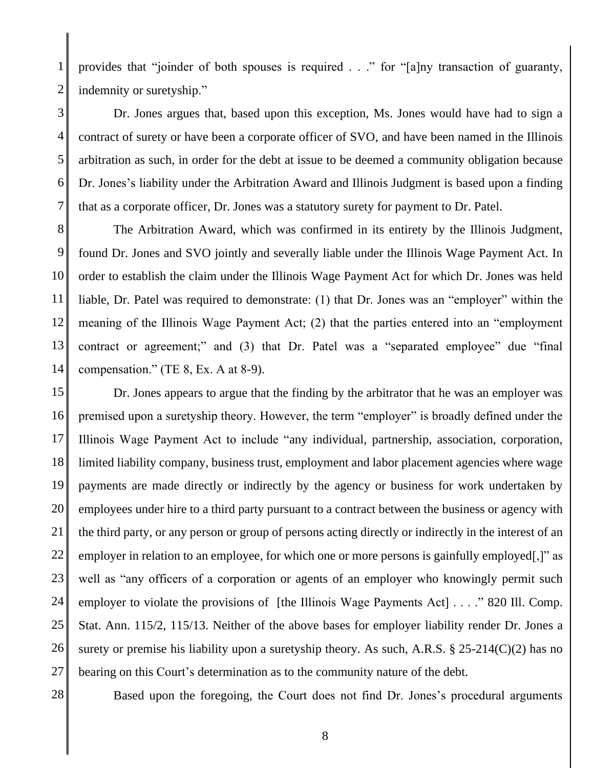provides that "joinder of both spouses is required . . ." for "[a]ny transaction of guaranty, indemnity or suretyship."

Dr. Jones argues that, based upon this exception, Ms. Jones would have had to sign a contract of surety or have been a corporate officer of SVO, and have been named in the Illinois arbitration as such, in order for the debt at issue to be deemed a community obligation because Dr. Jones's liability under the Arbitration Award and Illinois Judgment is based upon a finding that as a corporate officer, Dr. Jones was a statutory surety for payment to Dr. Patel.

The Arbitration Award, which was confirmed in its entirety by the Illinois Judgment, found Dr. Jones and SVO jointly and severally liable under the Illinois Wage Payment Act. In order to establish the claim under the Illinois Wage Payment Act for which Dr. Jones was held liable, Dr. Patel was required to demonstrate: (1) that Dr. Jones was an "employer" within the meaning of the Illinois Wage Payment Act; (2) that the parties entered into an "employment contract or agreement;" and (3) that Dr. Patel was a "separated employee" due "final compensation." (TE 8, Ex. A at 8-9).

Dr. Jones appears to argue that the finding by the arbitrator that he was an employer was premised upon a suretyship theory. However, the term "employer" is broadly defined under the Illinois Wage Payment Act to include "any individual, partnership, association, corporation, limited liability company, business trust, employment and labor placement agencies where wage payments are made directly or indirectly by the agency or business for work undertaken by employees under hire to a third party pursuant to a contract between the business or agency with the third party, or any person or group of persons acting directly or indirectly in the interest of an employer in relation to an employee, for which one or more persons is gainfully employed[,]" as well as "any officers of a corporation or agents of an employer who knowingly permit such employer to violate the provisions of [the Illinois Wage Payments Act] . . . ." 820 Ill. Comp. Stat. Ann. 115/2, 115/13. Neither of the above bases for employer liability render Dr. Jones a surety or premise his liability upon a suretyship theory. As such, A.R.S. § 25-214(C)(2) has no bearing on this Court's determination as to the community nature of the debt.

Based upon the foregoing, the Court does not find Dr. Jones's procedural arguments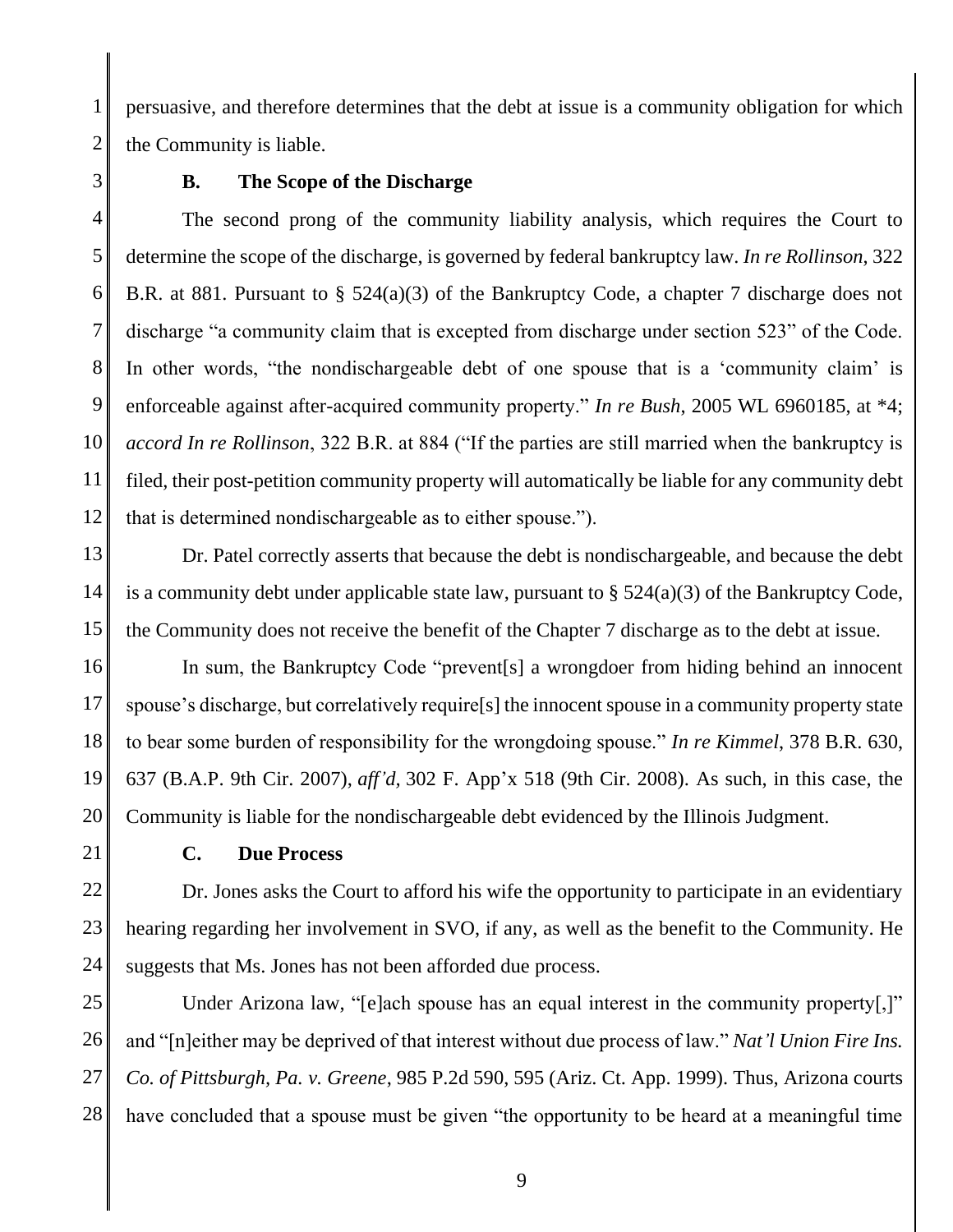persuasive, and therefore determines that the debt at issue is a community obligation for which the Community is liable.

### B. The Scope of the Discharge

The second prong of the community liability analysis, which requires the Court to determine the scope of the discharge, is governed by federal bankruptcy law. *In re Rollinson*, 322 B.R. at 881. Pursuant to § 524(a)(3) of the Bankruptcy Code, a chapter 7 discharge does not discharge "a community claim that is excepted from discharge under section 523" of the Code. In other words, "the nondischargeable debt of one spouse that is a 'community claim' is enforceable against after-acquired community property." *In re Bush*, 2005 WL 6960185, at *4; *accord In re Rollinson*, 322 B.R. at 884 ("If the parties are still married when the bankruptcy is filed, their post-petition community property will automatically be liable for any community debt that is determined nondischargeable as to either spouse.").

Dr. Patel correctly asserts that because the debt is nondischargeable, and because the debt is a community debt under applicable state law, pursuant to § 524(a)(3) of the Bankruptcy Code, the Community does not receive the benefit of the Chapter 7 discharge as to the debt at issue.

In sum, the Bankruptcy Code "prevent[s] a wrongdoer from hiding behind an innocent spouse's discharge, but correlatively require[s] the innocent spouse in a community property state to bear some burden of responsibility for the wrongdoing spouse." *In re Kimmel*, 378 B.R. 630, 637 (B.A.P. 9th Cir. 2007), *aff'd*, 302 F. App'x 518 (9th Cir. 2008). As such, in this case, the Community is liable for the nondischargeable debt evidenced by the Illinois Judgment.

### C. Due Process

Dr. Jones asks the Court to afford his wife the opportunity to participate in an evidentiary hearing regarding her involvement in SVO, if any, as well as the benefit to the Community. He suggests that Ms. Jones has not been afforded due process.

Under Arizona law, "[e]ach spouse has an equal interest in the community property[,]" and "[n]either may be deprived of that interest without due process of law." *Nat'l Union Fire Ins. Co. of Pittsburgh, Pa. v. Greene*, 985 P.2d 590, 595 (Ariz. Ct. App. 1999). Thus, Arizona courts have concluded that a spouse must be given "the opportunity to be heard at a meaningful time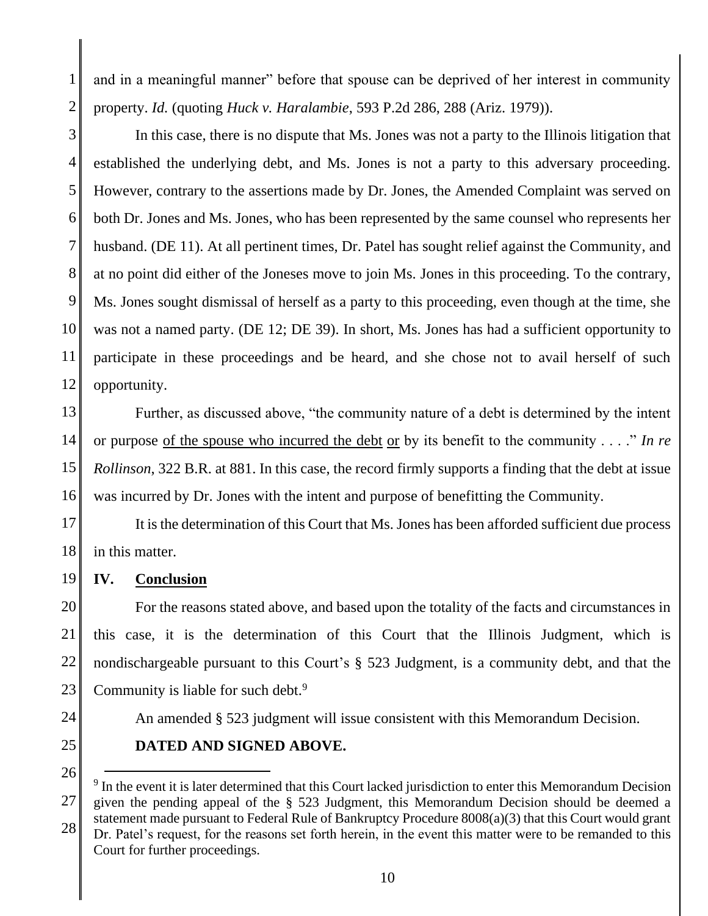and in a meaningful manner" before that spouse can be deprived of her interest in community property. *Id.* (quoting *Huck v. Haralambie*, 593 P.2d 286, 288 (Ariz. 1979)).

In this case, there is no dispute that Ms. Jones was not a party to the Illinois litigation that established the underlying debt, and Ms. Jones is not a party to this adversary proceeding. However, contrary to the assertions made by Dr. Jones, the Amended Complaint was served on both Dr. Jones and Ms. Jones, who has been represented by the same counsel who represents her husband. (DE 11). At all pertinent times, Dr. Patel has sought relief against the Community, and at no point did either of the Joneses move to join Ms. Jones in this proceeding. To the contrary, Ms. Jones sought dismissal of herself as a party to this proceeding, even though at the time, she was not a named party. (DE 12; DE 39). In short, Ms. Jones has had a sufficient opportunity to participate in these proceedings and be heard, and she chose not to avail herself of such opportunity.

Further, as discussed above, "the community nature of a debt is determined by the intent or purpose of the spouse who incurred the debt or by its benefit to the community . . . ." *In re Rollinson*, 322 B.R. at 881. In this case, the record firmly supports a finding that the debt at issue was incurred by Dr. Jones with the intent and purpose of benefitting the Community.

It is the determination of this Court that Ms. Jones has been afforded sufficient due process in this matter.

## IV. Conclusion

For the reasons stated above, and based upon the totality of the facts and circumstances in this case, it is the determination of this Court that the Illinois Judgment, which is nondischargeable pursuant to this Court's § 523 Judgment, is a community debt, and that the Community is liable for such debt.[9]

An amended § 523 judgment will issue consistent with this Memorandum Decision.

**DATED AND SIGNED ABOVE.**

[9] In the event it is later determined that this Court lacked jurisdiction to enter this Memorandum Decision given the pending appeal of the § 523 Judgment, this Memorandum Decision should be deemed a statement made pursuant to Federal Rule of Bankruptcy Procedure 8008(a)(3) that this Court would grant Dr. Patel's request, for the reasons set forth herein, in the event this matter were to be remanded to this Court for further proceedings.